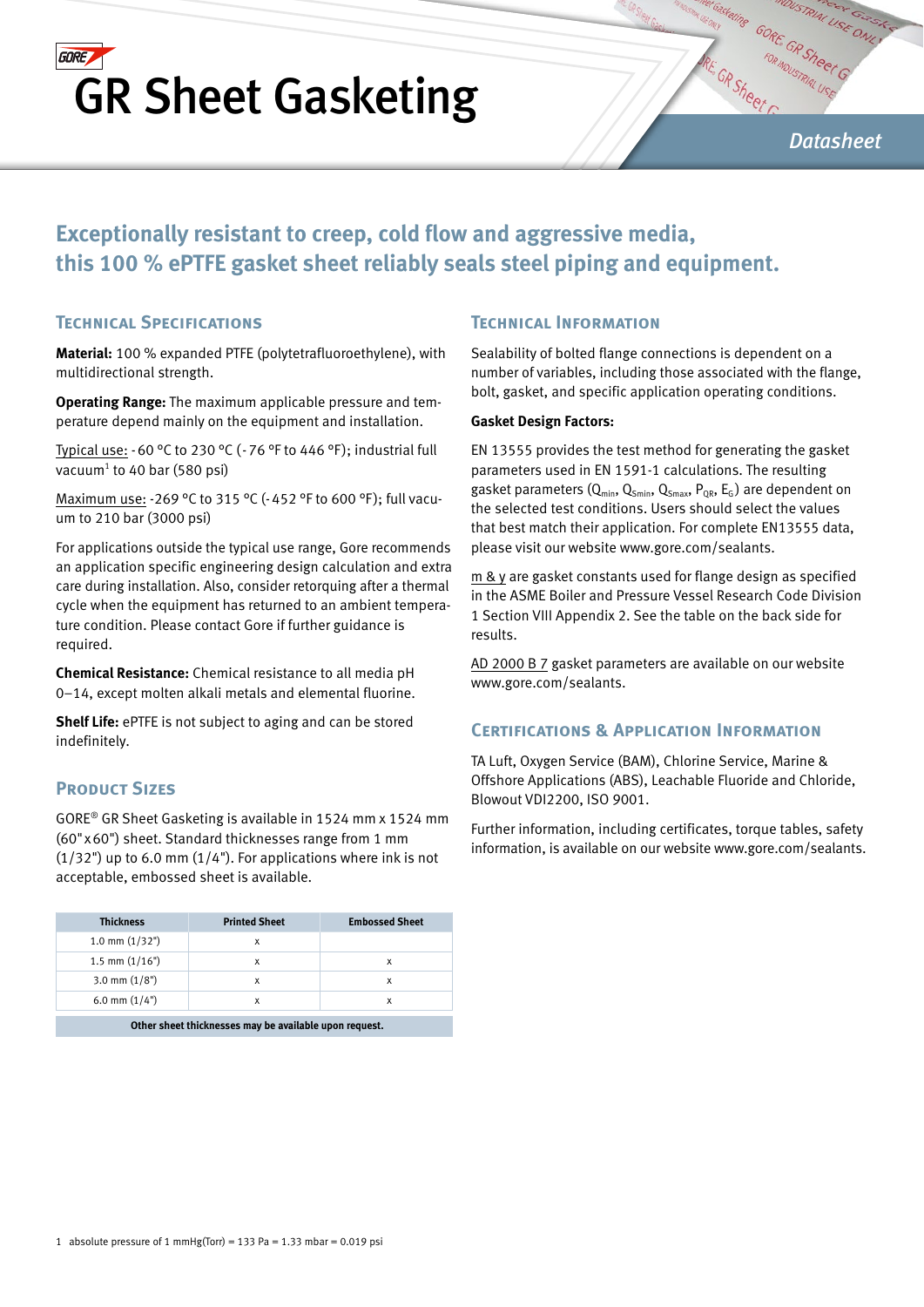# GR Sheet Gasketing

Datasheet

## Exceptionally resistant to creep, cold flow and aggressive media, this 100 % ePTFE gasket sheet reliably seals steel piping and equipment.

### Technical Specifications

**Material:** 100 % expanded PTFE (polytetrafluoroethylene), with multidirectional strength.

**Operating Range:** The maximum applicable pressure and temperature depend mainly on the equipment and installation.

Typical use: -60 °C to 230 °C (-76 °F to 446 °F); industrial full vacuum[1] to 40 bar (580 psi)

Maximum use: -269 °C to 315 °C (-452 °F to 600 °F); full vacuum to 210 bar (3000 psi)

For applications outside the typical use range, Gore recommends an application specific engineering design calculation and extra care during installation. Also, consider retorquing after a thermal cycle when the equipment has returned to an ambient temperature condition. Please contact Gore if further guidance is required.

**Chemical Resistance:** Chemical resistance to all media pH 0–14, except molten alkali metals and elemental fluorine.

**Shelf Life:** ePTFE is not subject to aging and can be stored indefinitely.

### Product Sizes

GORE® GR Sheet Gasketing is available in 1524 mm x 1524 mm (60" x 60") sheet. Standard thicknesses range from 1 mm (1/32") up to 6.0 mm (1/4"). For applications where ink is not acceptable, embossed sheet is available.

| Thickness | Printed Sheet | Embossed Sheet |
|---|---|---|
| 1.0 mm (1/32") | x | |
| 1.5 mm (1/16") | x | x |
| 3.0 mm (1/8") | x | x |
| 6.0 mm (1/4") | x | x |
| Other sheet thicknesses may be available upon request. | | |

### Technical Information

Sealability of bolted flange connections is dependent on a number of variables, including those associated with the flange, bolt, gasket, and specific application operating conditions.

**Gasket Design Factors:**

EN 13555 provides the test method for generating the gasket parameters used in EN 1591-1 calculations. The resulting gasket parameters ($Q_{min}$, $Q_{Smin}$, $Q_{Smax}$, $P_{QR}$, $E_G$) are dependent on the selected test conditions. Users should select the values that best match their application. For complete EN13555 data, please visit our website www.gore.com/sealants.

m & y are gasket constants used for flange design as specified in the ASME Boiler and Pressure Vessel Research Code Division 1 Section VIII Appendix 2. See the table on the back side for results.

AD 2000 B 7 gasket parameters are available on our website www.gore.com/sealants.

### Certifications & Application Information

TA Luft, Oxygen Service (BAM), Chlorine Service, Marine & Offshore Applications (ABS), Leachable Fluoride and Chloride, Blowout VDI2200, ISO 9001.

Further information, including certificates, torque tables, safety information, is available on our website www.gore.com/sealants.

1 absolute pressure of 1 mmHg(Torr) = 133 Pa = 1.33 mbar = 0.019 psi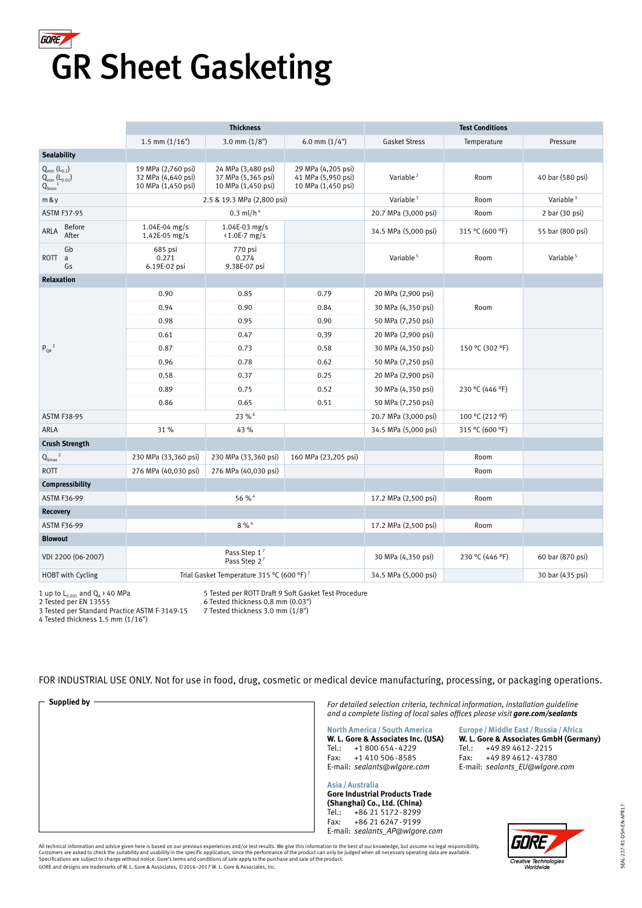# GR Sheet Gasketing

| | Thickness | | | Test Conditions | | |
|---|---|---|---|---|---|---|
| | 1.5 mm (1/16") | 3.0 mm (1/8") | 6.0 mm (1/4") | Gasket Stress | Temperature | Pressure |
| **Sealability** | | | | | | |
| $Q_{min}$ ($L_{0.1}$)<br>$Q_{min}$ ($L_{0.01}$)<br>$Q_{Smin}$ [1] | 19 MPa (2,760 psi)<br>32 MPa (4,640 psi)<br>10 MPa (1,450 psi) | 24 MPa (3,480 psi)<br>37 MPa (5,365 psi)<br>10 MPa (1,450 psi) | 29 MPa (4,205 psi)<br>41 MPa (5,950 psi)<br>10 MPa (1,450 psi) | Variable [2] | Room | 40 bar (580 psi) |
| m & y | 2.5 & 19.3 MPa (2,800 psi) | | | Variable [3] | Room | Variable [3] |
| ASTM F37-95 | 0.3 ml/h [4] | | | 20.7 MPa (3,000 psi) | Room | 2 bar (30 psi) |
| ARLA Before<br>ARLA After | 1.04E-04 mg/s<br>1.42E-05 mg/s | 1.04E-03 mg/s<br><1.0E-7 mg/s | | 34.5 MPa (5,000 psi) | 315 °C (600 °F) | 55 bar (800 psi) |
| ROTT Gb<br>ROTT a<br>ROTT Gs | 685 psi<br>0.271<br>6.19E-02 psi | 770 psi<br>0.274<br>9.38E-07 psi | | Variable [5] | Room | Variable [5] |
| **Relaxation** | | | | | | |
| $P_{QR}$ [2] | 0.90 | 0.85 | 0.79 | 20 MPa (2,900 psi) | Room | |
| | 0.94 | 0.90 | 0.84 | 30 MPa (4,350 psi) | Room | |
| | 0.98 | 0.95 | 0.90 | 50 MPa (7,250 psi) | Room | |
| | 0.61 | 0.47 | 0.39 | 20 MPa (2,900 psi) | 150 °C (302 °F) | |
| | 0.87 | 0.73 | 0.58 | 30 MPa (4,350 psi) | 150 °C (302 °F) | |
| | 0.96 | 0.78 | 0.62 | 50 MPa (7,250 psi) | 150 °C (302 °F) | |
| | 0.58 | 0.37 | 0.25 | 20 MPa (2,900 psi) | 230 °C (446 °F) | |
| | 0.89 | 0.75 | 0.52 | 30 MPa (4,350 psi) | 230 °C (446 °F) | |
| | 0.86 | 0.65 | 0.51 | 50 MPa (7,250 psi) | 230 °C (446 °F) | |
| ASTM F38-95 | 23 % [6] | | | 20.7 MPa (3,000 psi) | 100 °C (212 °F) | |
| ARLA | 31 % | 43 % | | 34.5 MPa (5,000 psi) | 315 °C (600 °F) | |
| **Crush Strength** | | | | | | |
| $Q_{Smax}$ [2] | 230 MPa (33,360 psi) | 230 MPa (33,360 psi) | 160 MPa (23,205 psi) | | Room | |
| ROTT | 276 MPa (40,030 psi) | 276 MPa (40,030 psi) | | | Room | |
| **Compressibility** | | | | | | |
| ASTM F36-99 | 56 % [4] | | | 17.2 MPa (2,500 psi) | Room | |
| **Recovery** | | | | | | |
| ASTM F36-99 | 8 % [4] | | | 17.2 MPa (2,500 psi) | Room | |
| **Blowout** | | | | | | |
| VDI 2200 (06-2007) | Pass Step 1 [7]<br>Pass Step 2 [7] | | | 30 MPa (4,350 psi) | 230 °C (446 °F) | 60 bar (870 psi) |
| HOBT with Cycling | Trial Gasket Temperature 315 °C (600 °F) [7] | | | 34.5 MPa (5,000 psi) | | 30 bar (435 psi) |

1 up to $L_{0.001}$ and $Q_A$ > 40 MPa
2 Tested per EN 13555
3 Tested per Standard Practice ASTM F-3149-15
4 Tested thickness 1.5 mm (1/16")
5 Tested per ROTT Draft 9 Soft Gasket Test Procedure
6 Tested thickness 0.8 mm (0.03")
7 Tested thickness 3.0 mm (1/8")

FOR INDUSTRIAL USE ONLY. Not for use in food, drug, cosmetic or medical device manufacturing, processing, or packaging operations.

**Supplied by**

*For detailed selection criteria, technical information, installation guideline and a complete listing of local sales offices please visit* ***gore.com/sealants***

**North America / South America**
**W. L. Gore & Associates Inc. (USA)**
Tel.: +1 800 654-4229
Fax: +1 410 506-8585
E-mail: *sealants@wlgore.com*

**Europe / Middle East / Russia / Africa**
**W. L. Gore & Associates GmbH (Germany)**
Tel.: +49 89 4612-2215
Fax: +49 89 4612-43780
E-mail: *sealants_EU@wlgore.com*

**Asia / Australia**
**Gore Industrial Products Trade (Shanghai) Co., Ltd. (China)**
Tel.: +86 21 5172-8299
Fax: +86 21 6247-9199
E-mail: *sealants_AP@wlgore.com*

All technical information and advice given here is based on our previous experiences and/or test results. We give this information to the best of our knowledge, but assume no legal responsibility. Customers are asked to check the suitability and usability in the specific application, since the performance of the product can only be judged when all necessary operating data are available. Specifications are subject to change without notice. Gore's terms and conditions of sale apply to the purchase and sale of the product.
GORE and designs are trademarks of W. L. Gore & Associates, ©2016–2017 W. L. Gore & Associates, Inc.

GORE Creative Technologies Worldwide

SEAL-237-R1-DSH-EN-APR17